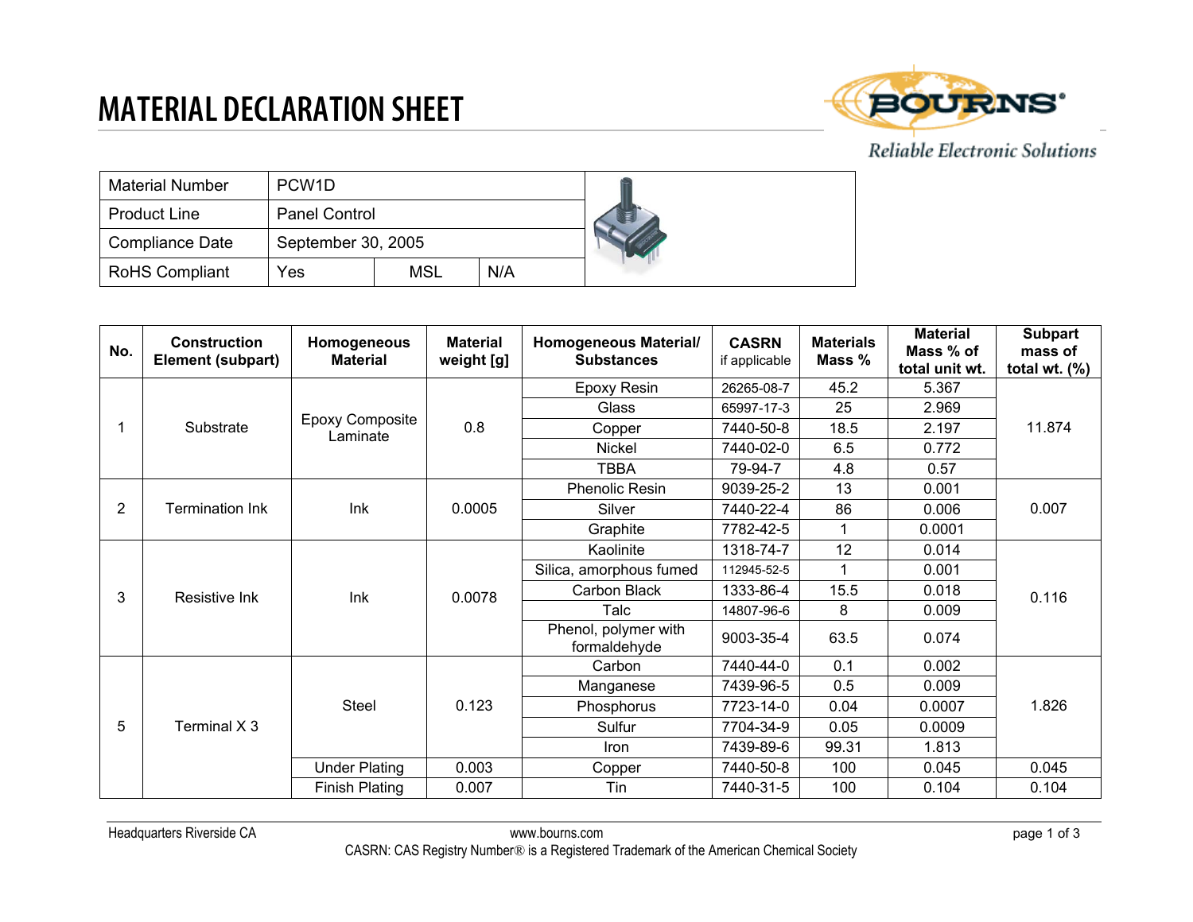# MATERIAL DECLARATION SHEET

Reliable Electronic Solutions

| Material Number | PCW1D | | |
|---|---|---|---|
| Product Line | Panel Control | | |
| Compliance Date | September 30, 2005 | | |
| RoHS Compliant | Yes | MSL | N/A |

| No. | Construction Element (subpart) | Homogeneous Material | Material weight [g] | Homogeneous Material/ Substances | CASRN if applicable | Materials Mass % | Material Mass % of total unit wt. | Subpart mass of total wt. (%) |
|---|---|---|---|---|---|---|---|---|
| 1 | Substrate | Epoxy Composite Laminate | 0.8 | Epoxy Resin | 26265-08-7 | 45.2 | 5.367 | 11.874 |
| | | | | Glass | 65997-17-3 | 25 | 2.969 | |
| | | | | Copper | 7440-50-8 | 18.5 | 2.197 | |
| | | | | Nickel | 7440-02-0 | 6.5 | 0.772 | |
| | | | | TBBA | 79-94-7 | 4.8 | 0.57 | |
| 2 | Termination Ink | Ink | 0.0005 | Phenolic Resin | 9039-25-2 | 13 | 0.001 | 0.007 |
| | | | | Silver | 7440-22-4 | 86 | 0.006 | |
| | | | | Graphite | 7782-42-5 | 1 | 0.0001 | |
| 3 | Resistive Ink | Ink | 0.0078 | Kaolinite | 1318-74-7 | 12 | 0.014 | 0.116 |
| | | | | Silica, amorphous fumed | 112945-52-5 | 1 | 0.001 | |
| | | | | Carbon Black | 1333-86-4 | 15.5 | 0.018 | |
| | | | | Talc | 14807-96-6 | 8 | 0.009 | |
| | | | | Phenol, polymer with formaldehyde | 9003-35-4 | 63.5 | 0.074 | |
| 5 | Terminal X 3 | Steel | 0.123 | Carbon | 7440-44-0 | 0.1 | 0.002 | 1.826 |
| | | | | Manganese | 7439-96-5 | 0.5 | 0.009 | |
| | | | | Phosphorus | 7723-14-0 | 0.04 | 0.0007 | |
| | | | | Sulfur | 7704-34-9 | 0.05 | 0.0009 | |
| | | | | Iron | 7439-89-6 | 99.31 | 1.813 | |
| | | Under Plating | 0.003 | Copper | 7440-50-8 | 100 | 0.045 | 0.045 |
| | | Finish Plating | 0.007 | Tin | 7440-31-5 | 100 | 0.104 | 0.104 |

Headquarters Riverside CA    www.bourns.com

CASRN: CAS Registry Number® is a Registered Trademark of the American Chemical Society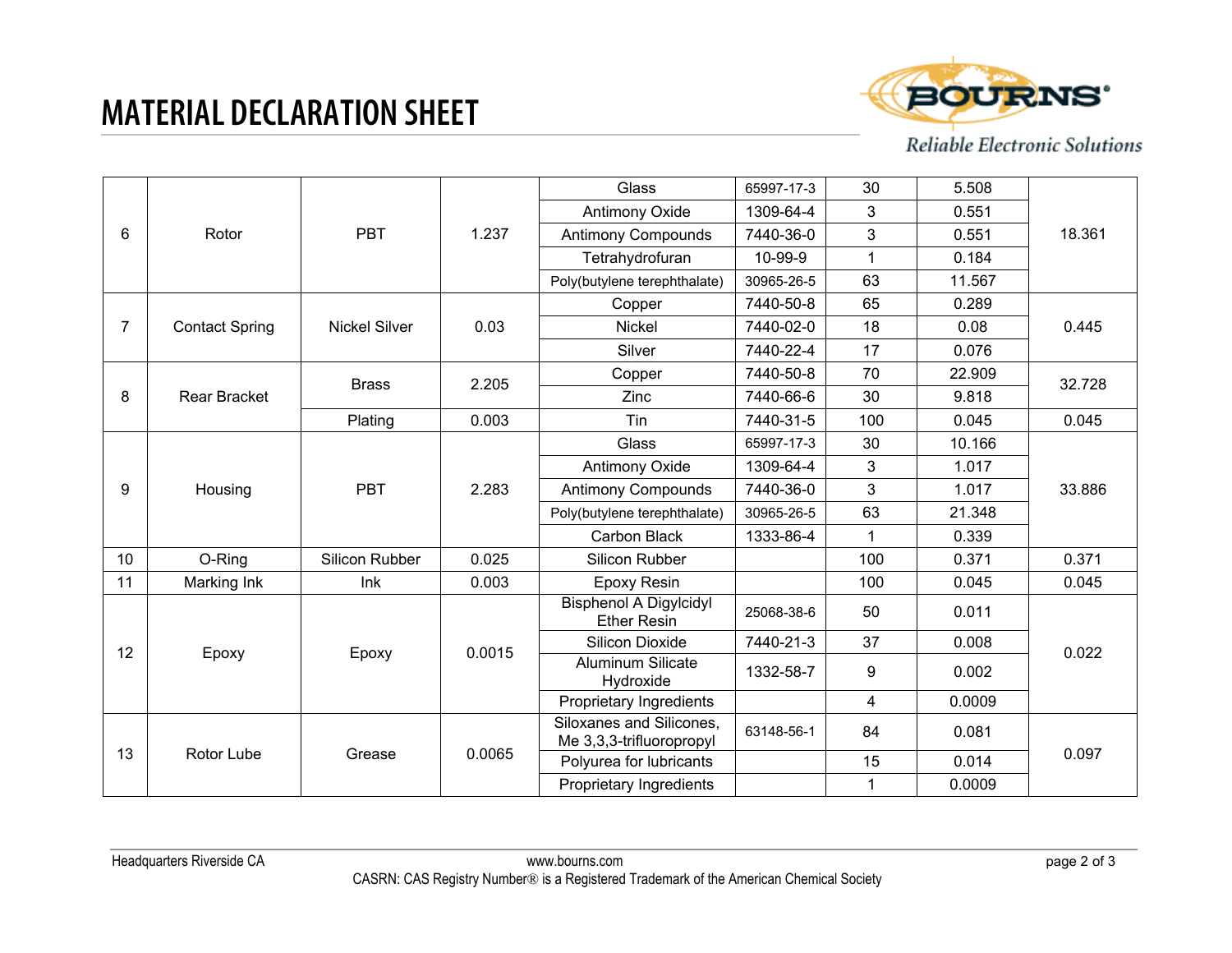# MATERIAL DECLARATION SHEET

| | | | | | | | | |
|---|---|---|---|---|---|---|---|---|
| 6 | Rotor | PBT | 1.237 | Glass | 65997-17-3 | 30 | 5.508 | 18.361 |
| | | | | Antimony Oxide | 1309-64-4 | 3 | 0.551 | |
| | | | | Antimony Compounds | 7440-36-0 | 3 | 0.551 | |
| | | | | Tetrahydrofuran | 10-99-9 | 1 | 0.184 | |
| | | | | Poly(butylene terephthalate) | 30965-26-5 | 63 | 11.567 | |
| 7 | Contact Spring | Nickel Silver | 0.03 | Copper | 7440-50-8 | 65 | 0.289 | 0.445 |
| | | | | Nickel | 7440-02-0 | 18 | 0.08 | |
| | | | | Silver | 7440-22-4 | 17 | 0.076 | |
| 8 | Rear Bracket | Brass | 2.205 | Copper | 7440-50-8 | 70 | 22.909 | 32.728 |
| | | | | Zinc | 7440-66-6 | 30 | 9.818 | |
| | | Plating | 0.003 | Tin | 7440-31-5 | 100 | 0.045 | 0.045 |
| 9 | Housing | PBT | 2.283 | Glass | 65997-17-3 | 30 | 10.166 | 33.886 |
| | | | | Antimony Oxide | 1309-64-4 | 3 | 1.017 | |
| | | | | Antimony Compounds | 7440-36-0 | 3 | 1.017 | |
| | | | | Poly(butylene terephthalate) | 30965-26-5 | 63 | 21.348 | |
| | | | | Carbon Black | 1333-86-4 | 1 | 0.339 | |
| 10 | O-Ring | Silicon Rubber | 0.025 | Silicon Rubber | | 100 | 0.371 | 0.371 |
| 11 | Marking Ink | Ink | 0.003 | Epoxy Resin | | 100 | 0.045 | 0.045 |
| 12 | Epoxy | Epoxy | 0.0015 | Bisphenol A Digylcidyl Ether Resin | 25068-38-6 | 50 | 0.011 | 0.022 |
| | | | | Silicon Dioxide | 7440-21-3 | 37 | 0.008 | |
| | | | | Aluminum Silicate Hydroxide | 1332-58-7 | 9 | 0.002 | |
| | | | | Proprietary Ingredients | | 4 | 0.0009 | |
| 13 | Rotor Lube | Grease | 0.0065 | Siloxanes and Silicones, Me 3,3,3-trifluoropropyl | 63148-56-1 | 84 | 0.081 | 0.097 |
| | | | | Polyurea for lubricants | | 15 | 0.014 | |
| | | | | Proprietary Ingredients | | 1 | 0.0009 | |

Headquarters Riverside CA www.bourns.com

CASRN: CAS Registry Number® is a Registered Trademark of the American Chemical Society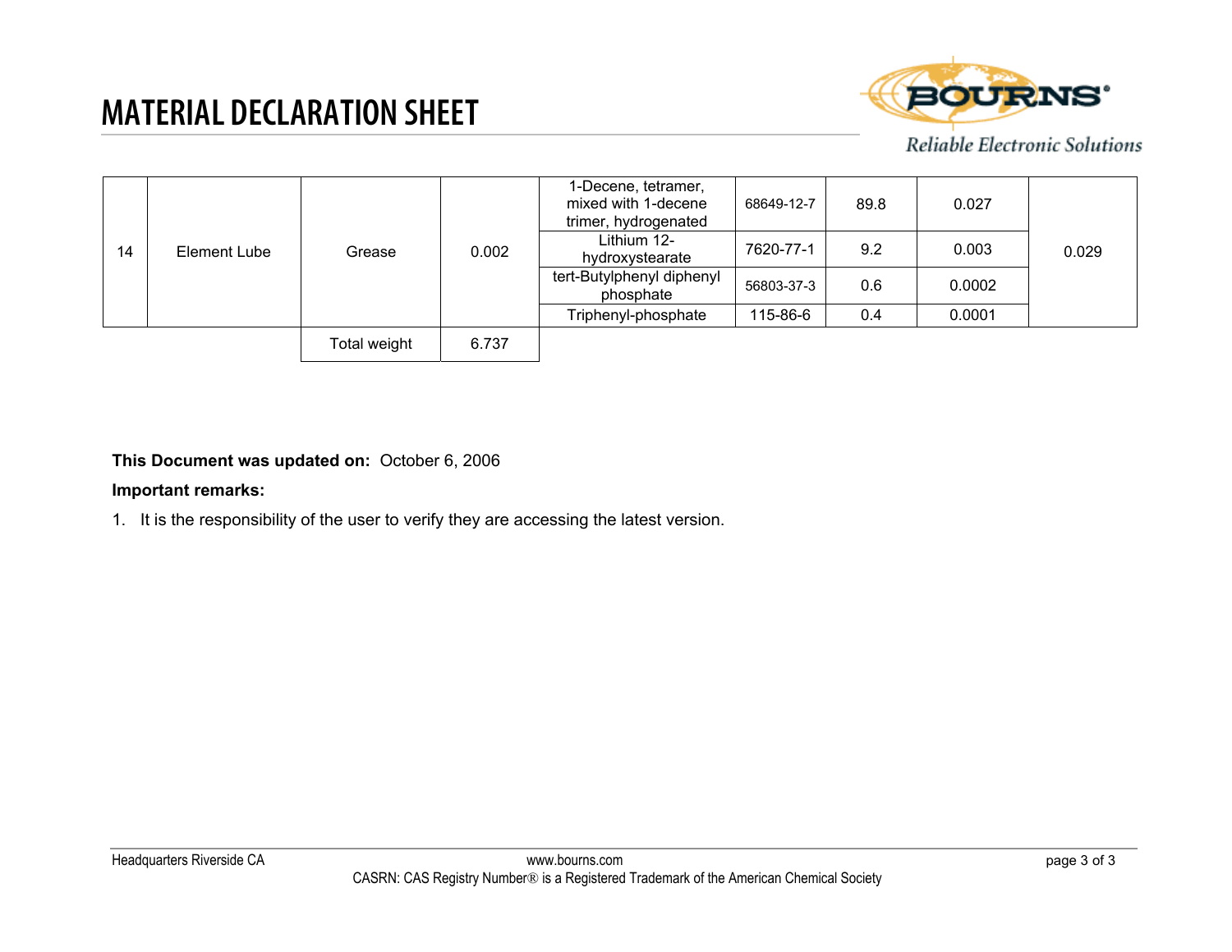# MATERIAL DECLARATION SHEET

| | | | | | | | | |
|---|---|---|---|---|---|---|---|---|
| 14 | Element Lube | Grease | 0.002 | 1-Decene, tetramer, mixed with 1-decene trimer, hydrogenated | 68649-12-7 | 89.8 | 0.027 | 0.029 |
| | | | | Lithium 12-hydroxystearate | 7620-77-1 | 9.2 | 0.003 | |
| | | | | tert-Butylphenyl diphenyl phosphate | 56803-37-3 | 0.6 | 0.0002 | |
| | | | | Triphenyl-phosphate | 115-86-6 | 0.4 | 0.0001 | |
| | | Total weight | 6.737 | | | | | |

**This Document was updated on:** October 6, 2006

**Important remarks:**

1. It is the responsibility of the user to verify they are accessing the latest version.

Headquarters Riverside CA

www.bourns.com

CASRN: CAS Registry Number® is a Registered Trademark of the American Chemical Society